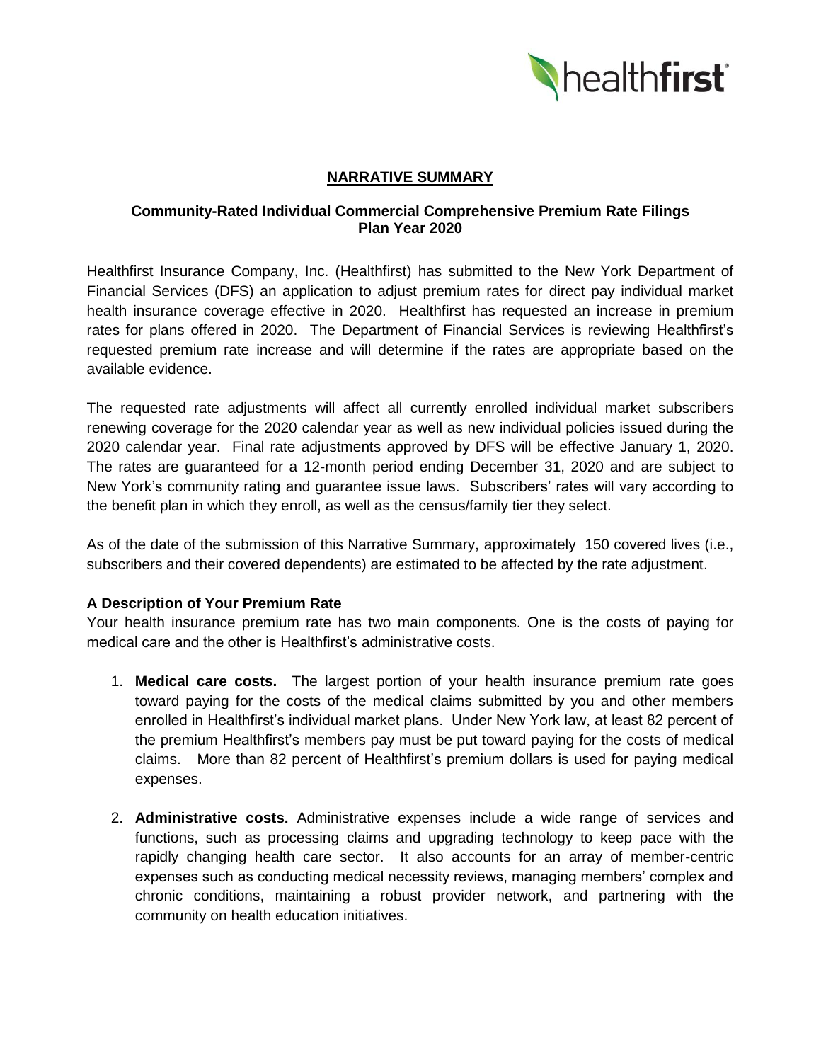## NARRATIVE SUMMARY

### Community-Rated Individual Commercial Comprehensive Premium Rate Filings Plan Year 2020

Healthfirst Insurance Company, Inc. (Healthfirst) has submitted to the New York Department of Financial Services (DFS) an application to adjust premium rates for direct pay individual market health insurance coverage effective in 2020. Healthfirst has requested an increase in premium rates for plans offered in 2020. The Department of Financial Services is reviewing Healthfirst's requested premium rate increase and will determine if the rates are appropriate based on the available evidence.

The requested rate adjustments will affect all currently enrolled individual market subscribers renewing coverage for the 2020 calendar year as well as new individual policies issued during the 2020 calendar year. Final rate adjustments approved by DFS will be effective January 1, 2020. The rates are guaranteed for a 12-month period ending December 31, 2020 and are subject to New York's community rating and guarantee issue laws. Subscribers' rates will vary according to the benefit plan in which they enroll, as well as the census/family tier they select.

As of the date of the submission of this Narrative Summary, approximately 150 covered lives (i.e., subscribers and their covered dependents) are estimated to be affected by the rate adjustment.

### A Description of Your Premium Rate

Your health insurance premium rate has two main components. One is the costs of paying for medical care and the other is Healthfirst's administrative costs.

1. **Medical care costs.** The largest portion of your health insurance premium rate goes toward paying for the costs of the medical claims submitted by you and other members enrolled in Healthfirst's individual market plans. Under New York law, at least 82 percent of the premium Healthfirst's members pay must be put toward paying for the costs of medical claims. More than 82 percent of Healthfirst's premium dollars is used for paying medical expenses.
2. **Administrative costs.** Administrative expenses include a wide range of services and functions, such as processing claims and upgrading technology to keep pace with the rapidly changing health care sector. It also accounts for an array of member-centric expenses such as conducting medical necessity reviews, managing members' complex and chronic conditions, maintaining a robust provider network, and partnering with the community on health education initiatives.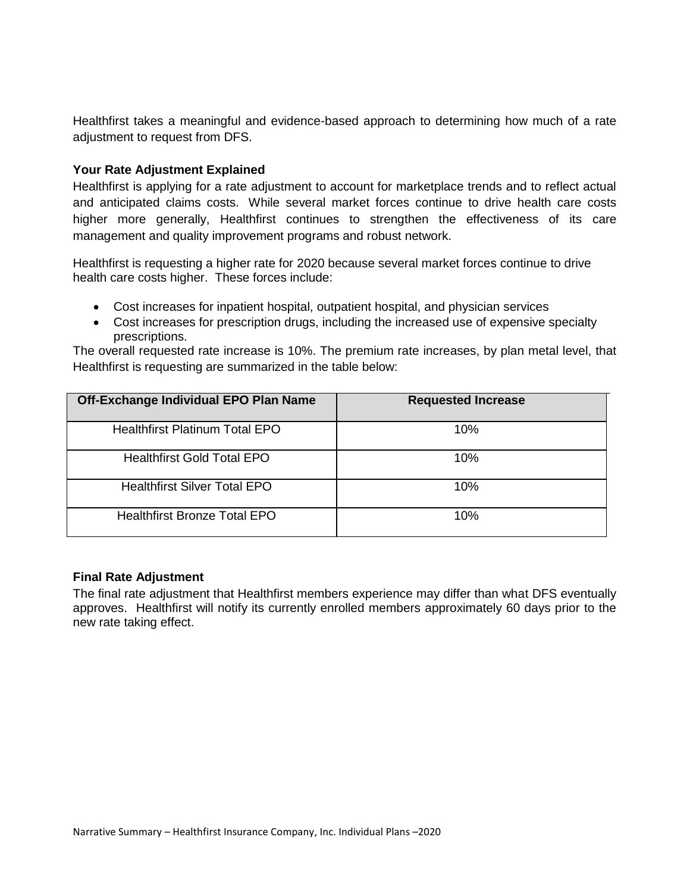Healthfirst takes a meaningful and evidence-based approach to determining how much of a rate adjustment to request from DFS.

**Your Rate Adjustment Explained**

Healthfirst is applying for a rate adjustment to account for marketplace trends and to reflect actual and anticipated claims costs. While several market forces continue to drive health care costs higher more generally, Healthfirst continues to strengthen the effectiveness of its care management and quality improvement programs and robust network.

Healthfirst is requesting a higher rate for 2020 because several market forces continue to drive health care costs higher. These forces include:

- Cost increases for inpatient hospital, outpatient hospital, and physician services
- Cost increases for prescription drugs, including the increased use of expensive specialty prescriptions.

The overall requested rate increase is 10%. The premium rate increases, by plan metal level, that Healthfirst is requesting are summarized in the table below:

| Off-Exchange Individual EPO Plan Name | Requested Increase |
|---|---|
| Healthfirst Platinum Total EPO | 10% |
| Healthfirst Gold Total EPO | 10% |
| Healthfirst Silver Total EPO | 10% |
| Healthfirst Bronze Total EPO | 10% |

**Final Rate Adjustment**

The final rate adjustment that Healthfirst members experience may differ than what DFS eventually approves. Healthfirst will notify its currently enrolled members approximately 60 days prior to the new rate taking effect.